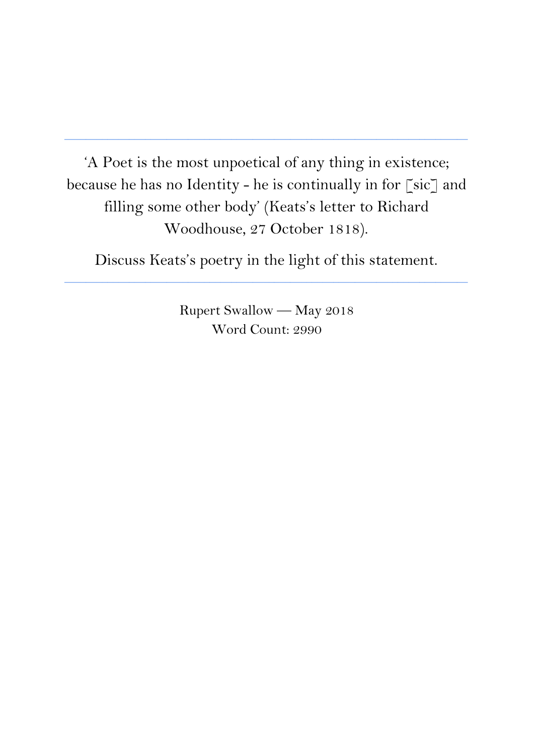---

‘A Poet is the most unpoetical of any thing in existence; because he has no Identity - he is continually in for [sic] and filling some other body’ (Keats’s letter to Richard Woodhouse, 27 October 1818).

Discuss Keats’s poetry in the light of this statement.

---

Rupert Swallow — May 2018

Word Count: 2990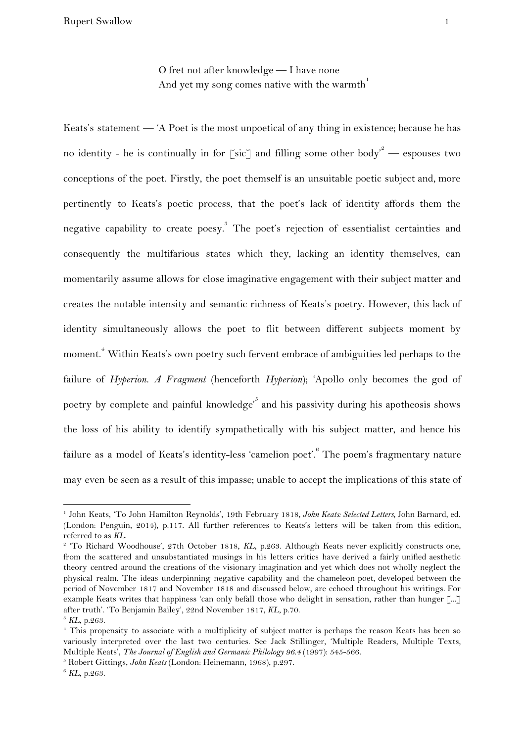O fret not after knowledge — I have none
And yet my song comes native with the warmth[1]

Keats's statement — 'A Poet is the most unpoetical of any thing in existence; because he has no identity - he is continually in for [sic] and filling some other body'[2] — espouses two conceptions of the poet. Firstly, the poet themself is an unsuitable poetic subject and, more pertinently to Keats's poetic process, that the poet's lack of identity affords them the negative capability to create poesy.[3] The poet's rejection of essentialist certainties and consequently the multifarious states which they, lacking an identity themselves, can momentarily assume allows for close imaginative engagement with their subject matter and creates the notable intensity and semantic richness of Keats's poetry. However, this lack of identity simultaneously allows the poet to flit between different subjects moment by moment.[4] Within Keats's own poetry such fervent embrace of ambiguities led perhaps to the failure of *Hyperion. A Fragment* (henceforth *Hyperion*); 'Apollo only becomes the god of poetry by complete and painful knowledge'[5] and his passivity during his apotheosis shows the loss of his ability to identify sympathetically with his subject matter, and hence his failure as a model of Keats's identity-less 'camelion poet'.[6] The poem's fragmentary nature may even be seen as a result of this impasse; unable to accept the implications of this state of

---

[1] John Keats, 'To John Hamilton Reynolds', 19th February 1818, *John Keats: Selected Letters*, John Barnard, ed. (London: Penguin, 2014), p.117. All further references to Keats's letters will be taken from this edition, referred to as *KL*.

[2] 'To Richard Woodhouse', 27th October 1818, *KL*, p.263. Although Keats never explicitly constructs one, from the scattered and unsubstantiated musings in his letters critics have derived a fairly unified aesthetic theory centred around the creations of the visionary imagination and yet which does not wholly neglect the physical realm. The ideas underpinning negative capability and the chameleon poet, developed between the period of November 1817 and November 1818 and discussed below, are echoed throughout his writings. For example Keats writes that happiness 'can only befall those who delight in sensation, rather than hunger [...] after truth'. 'To Benjamin Bailey', 22nd November 1817, *KL*, p.70.

[3] *KL*, p.263.

[4] This propensity to associate with a multiplicity of subject matter is perhaps the reason Keats has been so variously interpreted over the last two centuries. See Jack Stillinger, 'Multiple Readers, Multiple Texts, Multiple Keats', *The Journal of English and Germanic Philology 96.4* (1997): 545-566.

[5] Robert Gittings, *John Keats* (London: Heinemann, 1968), p.297.

[6] *KL*, p.263.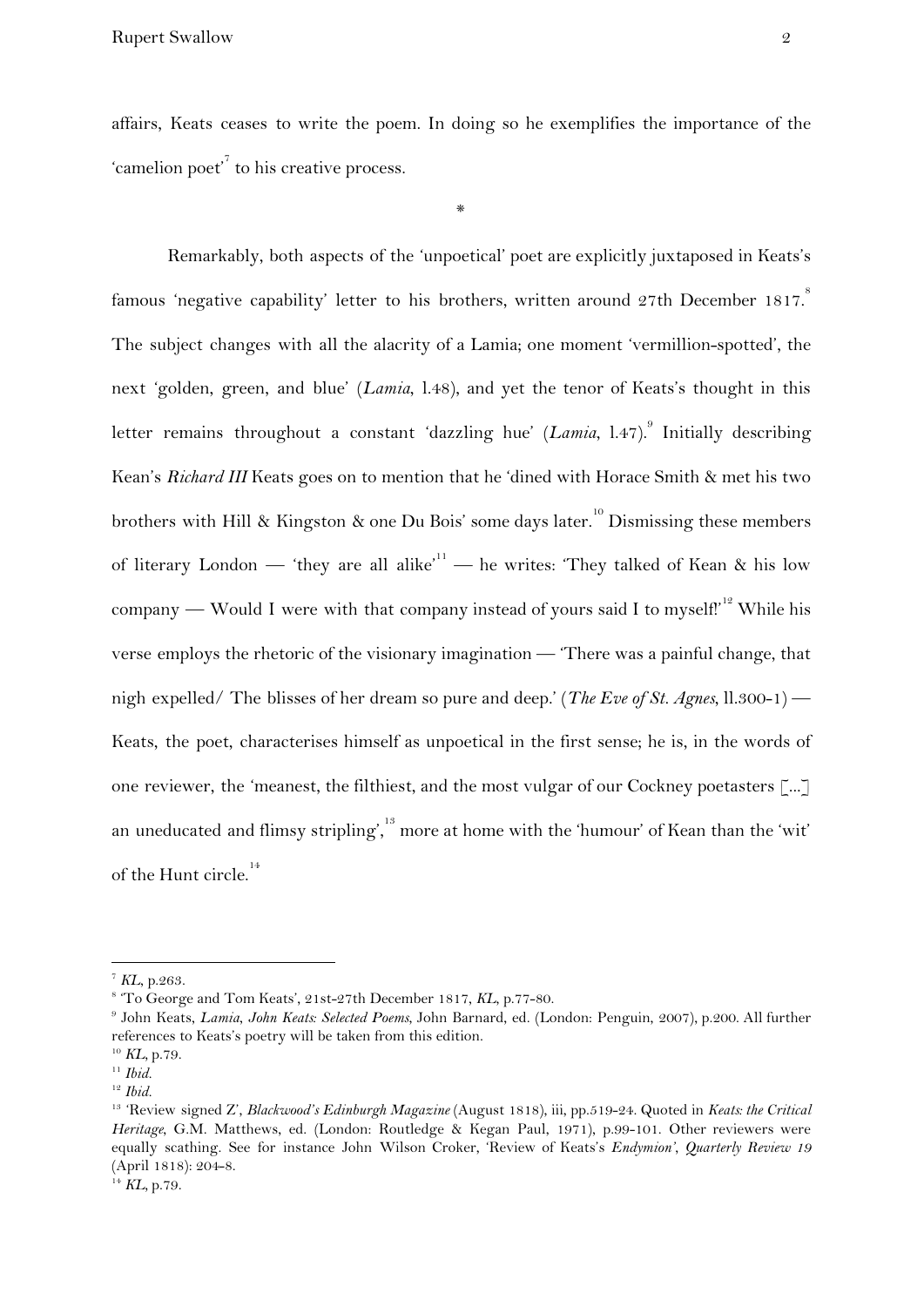affairs, Keats ceases to write the poem. In doing so he exemplifies the importance of the 'camelion poet'[7] to his creative process.

*

Remarkably, both aspects of the 'unpoetical' poet are explicitly juxtaposed in Keats's famous 'negative capability' letter to his brothers, written around 27th December 1817.[8] The subject changes with all the alacrity of a Lamia; one moment 'vermillion-spotted', the next 'golden, green, and blue' (*Lamia*, l.48), and yet the tenor of Keats's thought in this letter remains throughout a constant 'dazzling hue' (*Lamia*, l.47).[9] Initially describing Kean's *Richard III* Keats goes on to mention that he 'dined with Horace Smith & met his two brothers with Hill & Kingston & one Du Bois' some days later.[10] Dismissing these members of literary London — 'they are all alike'[11] — he writes: 'They talked of Kean & his low company — Would I were with that company instead of yours said I to myself!'[12] While his verse employs the rhetoric of the visionary imagination — 'There was a painful change, that nigh expelled/ The blisses of her dream so pure and deep.' (*The Eve of St. Agnes*, ll.300-1) — Keats, the poet, characterises himself as unpoetical in the first sense; he is, in the words of one reviewer, the 'meanest, the filthiest, and the most vulgar of our Cockney poetasters [...] an uneducated and flimsy stripling',[13] more at home with the 'humour' of Kean than the 'wit' of the Hunt circle.[14]

---

[7] *KL*, p.263.

[8] 'To George and Tom Keats', 21st-27th December 1817, *KL*, p.77-80.

[9] John Keats, *Lamia*, *John Keats: Selected Poems*, John Barnard, ed. (London: Penguin, 2007), p.200. All further references to Keats's poetry will be taken from this edition.

[10] *KL*, p.79.

[11] *Ibid.*

[12] *Ibid.*

[13] 'Review signed Z', *Blackwood's Edinburgh Magazine* (August 1818), iii, pp.519-24. Quoted in *Keats: the Critical Heritage*, G.M. Matthews, ed. (London: Routledge & Kegan Paul, 1971), p.99-101. Other reviewers were equally scathing. See for instance John Wilson Croker, 'Review of Keats's *Endymion*', *Quarterly Review 19* (April 1818): 204-8.

[14] *KL*, p.79.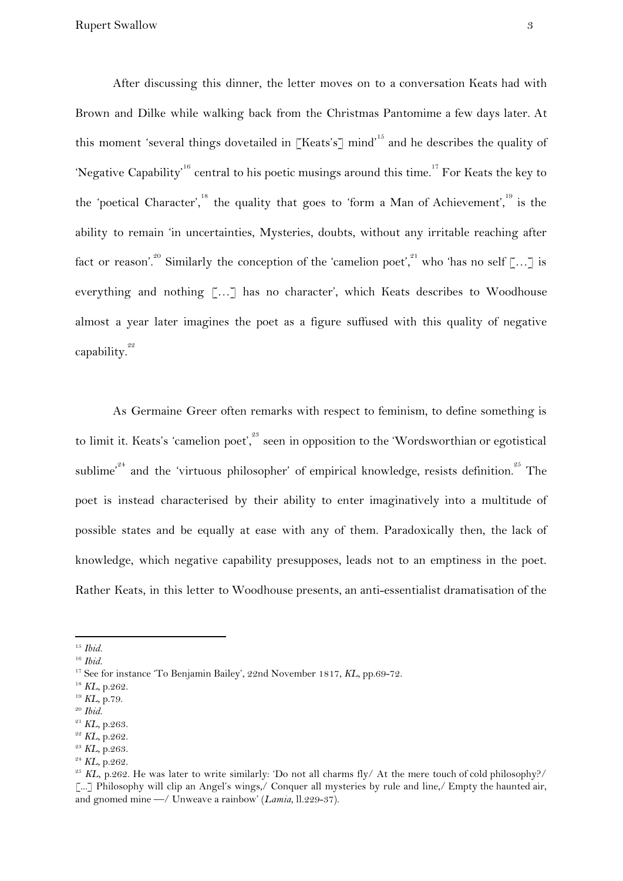After discussing this dinner, the letter moves on to a conversation Keats had with Brown and Dilke while walking back from the Christmas Pantomime a few days later. At this moment 'several things dovetailed in [Keats's] mind'[15] and he describes the quality of 'Negative Capability'[16] central to his poetic musings around this time.[17] For Keats the key to the 'poetical Character',[18] the quality that goes to 'form a Man of Achievement',[19] is the ability to remain 'in uncertainties, Mysteries, doubts, without any irritable reaching after fact or reason'.[20] Similarly the conception of the 'camelion poet',[21] who 'has no self […] is everything and nothing […] has no character', which Keats describes to Woodhouse almost a year later imagines the poet as a figure suffused with this quality of negative capability.[22]

As Germaine Greer often remarks with respect to feminism, to define something is to limit it. Keats's 'camelion poet',[23] seen in opposition to the 'Wordsworthian or egotistical sublime'[24] and the 'virtuous philosopher' of empirical knowledge, resists definition.[25] The poet is instead characterised by their ability to enter imaginatively into a multitude of possible states and be equally at ease with any of them. Paradoxically then, the lack of knowledge, which negative capability presupposes, leads not to an emptiness in the poet. Rather Keats, in this letter to Woodhouse presents, an anti-essentialist dramatisation of the

---

[15] *Ibid.*

[16] *Ibid.*

[17] See for instance 'To Benjamin Bailey', 22nd November 1817, *KL*, pp.69-72.

[18] *KL*, p.262.

[19] *KL*, p.79.

[20] *Ibid.*

[21] *KL*, p.263.

[22] *KL*, p.262.

[23] *KL*, p.263.

[24] *KL*, p.262.

[25] *KL*, p.262. He was later to write similarly: 'Do not all charms fly/ At the mere touch of cold philosophy?/ [...] Philosophy will clip an Angel's wings,/ Conquer all mysteries by rule and line,/ Empty the haunted air, and gnomed mine —/ Unweave a rainbow' (*Lamia*, ll.229-37).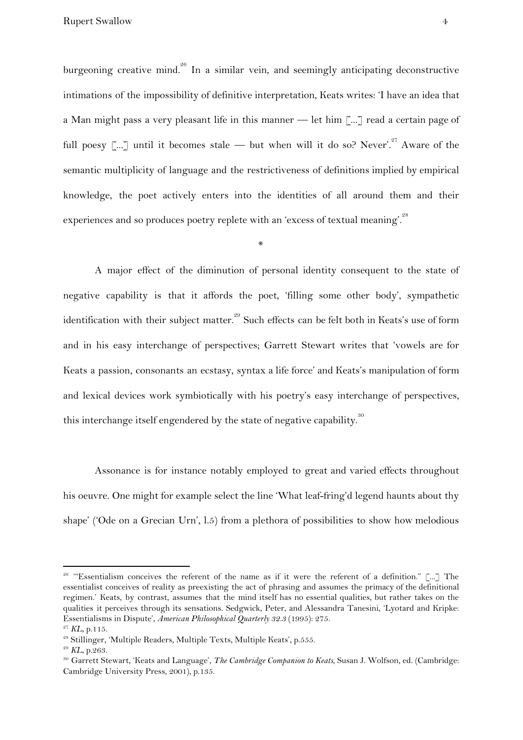burgeoning creative mind.[26] In a similar vein, and seemingly anticipating deconstructive intimations of the impossibility of definitive interpretation, Keats writes: 'I have an idea that a Man might pass a very pleasant life in this manner — let him [...] read a certain page of full poesy [...] until it becomes stale — but when will it do so? Never'.[27] Aware of the semantic multiplicity of language and the restrictiveness of definitions implied by empirical knowledge, the poet actively enters into the identities of all around them and their experiences and so produces poetry replete with an 'excess of textual meaning'.[28]

*

A major effect of the diminution of personal identity consequent to the state of negative capability is that it affords the poet, 'filling some other body', sympathetic identification with their subject matter.[29] Such effects can be felt both in Keats's use of form and in his easy interchange of perspectives; Garrett Stewart writes that 'vowels are for Keats a passion, consonants an ecstasy, syntax a life force' and Keats's manipulation of form and lexical devices work symbiotically with his poetry's easy interchange of perspectives, this interchange itself engendered by the state of negative capability.[30]

Assonance is for instance notably employed to great and varied effects throughout his oeuvre. One might for example select the line 'What leaf-fring'd legend haunts about thy shape' ('Ode on a Grecian Urn', l.5) from a plethora of possibilities to show how melodious

---

[26] '"Essentialism conceives the referent of the name as if it were the referent of a definition." [...] The essentialist conceives of reality as preexisting the act of phrasing and assumes the primacy of the definitional regimen.' Keats, by contrast, assumes that the mind itself has no essential qualities, but rather takes on the qualities it perceives through its sensations. Sedgwick, Peter, and Alessandra Tanesini, 'Lyotard and Kripke: Essentialisms in Dispute', *American Philosophical Quarterly 32.3* (1995): 275.

[27] *KL*, p.115.

[28] Stillinger, 'Multiple Readers, Multiple Texts, Multiple Keats', p.555.

[29] *KL*, p.263.

[30] Garrett Stewart, 'Keats and Language', *The Cambridge Companion to Keats*, Susan J. Wolfson, ed. (Cambridge: Cambridge University Press, 2001), p.135.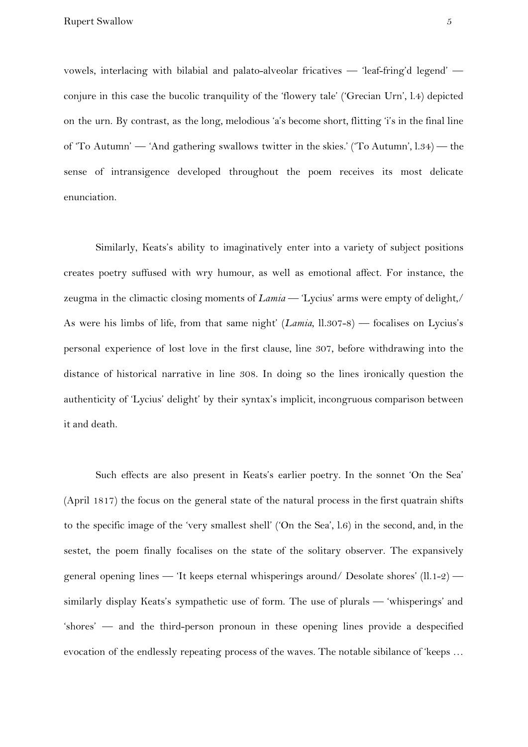vowels, interlacing with bilabial and palato-alveolar fricatives — 'leaf-fring'd legend' — conjure in this case the bucolic tranquility of the 'flowery tale' ('Grecian Urn', l.4) depicted on the urn. By contrast, as the long, melodious 'a's become short, flitting 'i's in the final line of 'To Autumn' — 'And gathering swallows twitter in the skies.' ('To Autumn', l.34) — the sense of intransigence developed throughout the poem receives its most delicate enunciation.

Similarly, Keats's ability to imaginatively enter into a variety of subject positions creates poetry suffused with wry humour, as well as emotional affect. For instance, the zeugma in the climactic closing moments of *Lamia* — 'Lycius' arms were empty of delight,/ As were his limbs of life, from that same night' (*Lamia*, ll.307-8) — focalises on Lycius's personal experience of lost love in the first clause, line 307, before withdrawing into the distance of historical narrative in line 308. In doing so the lines ironically question the authenticity of 'Lycius' delight' by their syntax's implicit, incongruous comparison between it and death.

Such effects are also present in Keats's earlier poetry. In the sonnet 'On the Sea' (April 1817) the focus on the general state of the natural process in the first quatrain shifts to the specific image of the 'very smallest shell' ('On the Sea', l.6) in the second, and, in the sestet, the poem finally focalises on the state of the solitary observer. The expansively general opening lines — 'It keeps eternal whisperings around/ Desolate shores' (ll.1-2) — similarly display Keats's sympathetic use of form. The use of plurals — 'whisperings' and 'shores' — and the third-person pronoun in these opening lines provide a despecified evocation of the endlessly repeating process of the waves. The notable sibilance of 'keeps …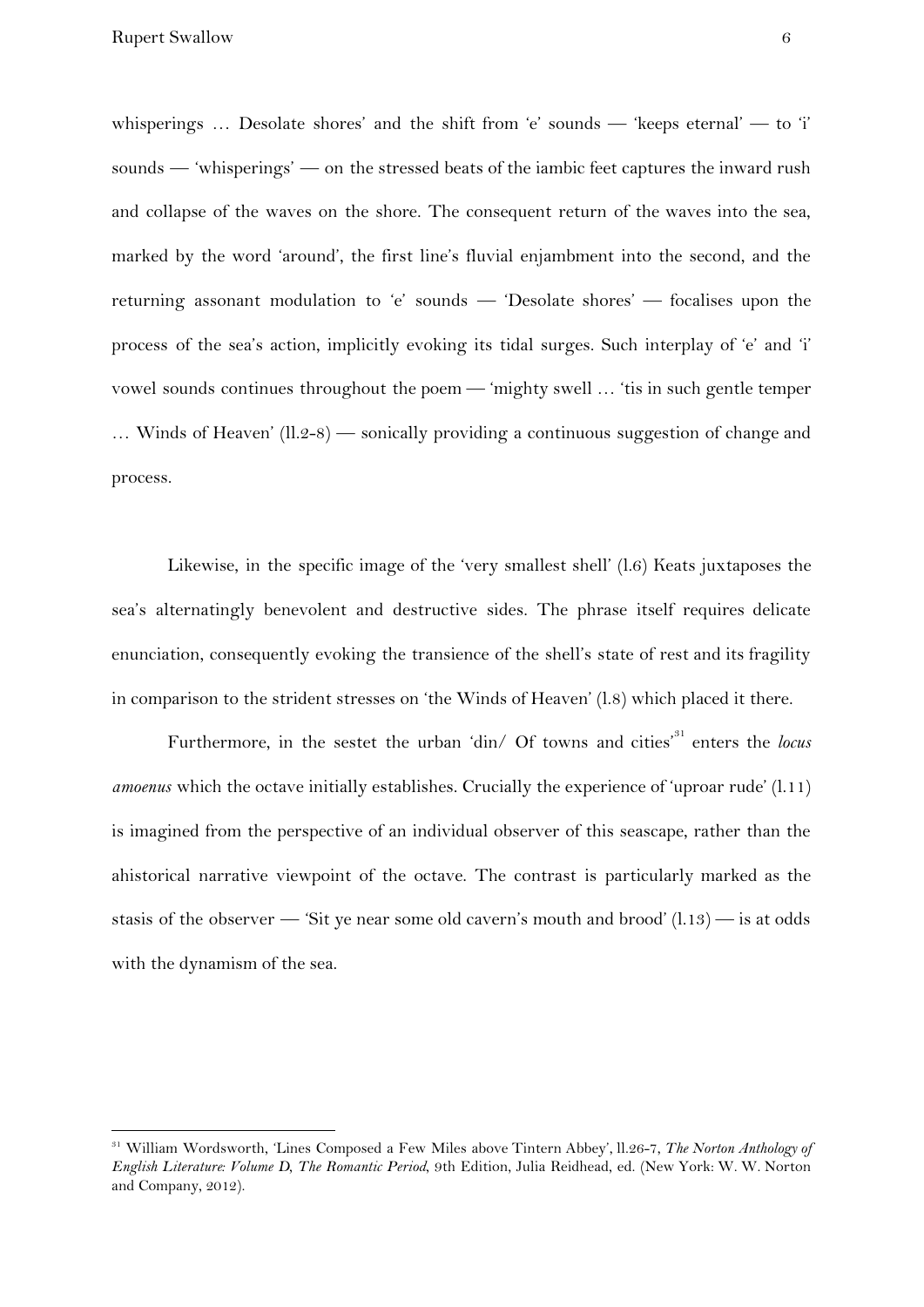whisperings … Desolate shores' and the shift from 'e' sounds — 'keeps eternal' — to 'i' sounds — 'whisperings' — on the stressed beats of the iambic feet captures the inward rush and collapse of the waves on the shore. The consequent return of the waves into the sea, marked by the word 'around', the first line's fluvial enjambment into the second, and the returning assonant modulation to 'e' sounds — 'Desolate shores' — focalises upon the process of the sea's action, implicitly evoking its tidal surges. Such interplay of 'e' and 'i' vowel sounds continues throughout the poem — 'mighty swell … 'tis in such gentle temper … Winds of Heaven' (ll.2-8) — sonically providing a continuous suggestion of change and process.

Likewise, in the specific image of the 'very smallest shell' (l.6) Keats juxtaposes the sea's alternatingly benevolent and destructive sides. The phrase itself requires delicate enunciation, consequently evoking the transience of the shell's state of rest and its fragility in comparison to the strident stresses on 'the Winds of Heaven' (l.8) which placed it there.

Furthermore, in the sestet the urban 'din/ Of towns and cities'[31] enters the *locus amoenus* which the octave initially establishes. Crucially the experience of 'uproar rude' (l.11) is imagined from the perspective of an individual observer of this seascape, rather than the ahistorical narrative viewpoint of the octave. The contrast is particularly marked as the stasis of the observer — 'Sit ye near some old cavern's mouth and brood' (l.13) — is at odds with the dynamism of the sea.

---

[31] William Wordsworth, 'Lines Composed a Few Miles above Tintern Abbey', ll.26-7, *The Norton Anthology of English Literature: Volume D, The Romantic Period*, 9th Edition, Julia Reidhead, ed. (New York: W. W. Norton and Company, 2012).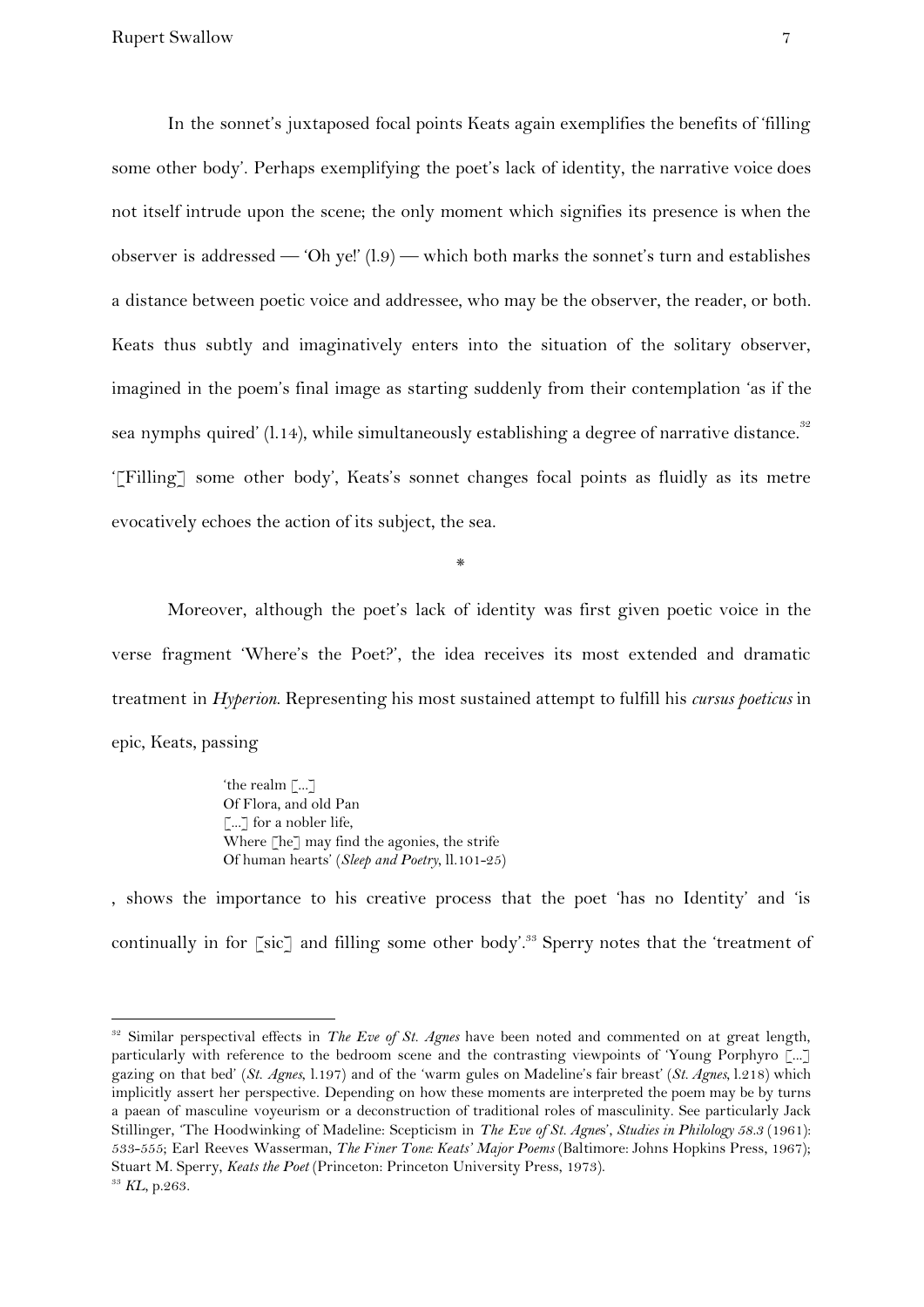In the sonnet's juxtaposed focal points Keats again exemplifies the benefits of 'filling some other body'. Perhaps exemplifying the poet's lack of identity, the narrative voice does not itself intrude upon the scene; the only moment which signifies its presence is when the observer is addressed — 'Oh ye!' (l.9) — which both marks the sonnet's turn and establishes a distance between poetic voice and addressee, who may be the observer, the reader, or both. Keats thus subtly and imaginatively enters into the situation of the solitary observer, imagined in the poem's final image as starting suddenly from their contemplation 'as if the sea nymphs quired' (l.14), while simultaneously establishing a degree of narrative distance.[32] '[Filling] some other body', Keats's sonnet changes focal points as fluidly as its metre evocatively echoes the action of its subject, the sea.

*

Moreover, although the poet's lack of identity was first given poetic voice in the verse fragment 'Where's the Poet?', the idea receives its most extended and dramatic treatment in *Hyperion*. Representing his most sustained attempt to fulfill his *cursus poeticus* in epic, Keats, passing

> 'the realm [...]
> Of Flora, and old Pan
> [...] for a nobler life,
> Where [he] may find the agonies, the strife
> Of human hearts' (*Sleep and Poetry*, ll.101-25)

, shows the importance to his creative process that the poet 'has no Identity' and 'is continually in for [sic] and filling some other body'.[33] Sperry notes that the 'treatment of

---

[32] Similar perspectival effects in *The Eve of St. Agnes* have been noted and commented on at great length, particularly with reference to the bedroom scene and the contrasting viewpoints of 'Young Porphyro [...] gazing on that bed' (*St. Agnes*, l.197) and of the 'warm gules on Madeline's fair breast' (*St. Agnes*, l.218) which implicitly assert her perspective. Depending on how these moments are interpreted the poem may be by turns a paean of masculine voyeurism or a deconstruction of traditional roles of masculinity. See particularly Jack Stillinger, 'The Hoodwinking of Madeline: Scepticism in *The Eve of St. Agnes*', *Studies in Philology* 58.3 (1961): 533-555; Earl Reeves Wasserman, *The Finer Tone: Keats' Major Poems* (Baltimore: Johns Hopkins Press, 1967); Stuart M. Sperry, *Keats the Poet* (Princeton: Princeton University Press, 1973).

[33] *KL*, p.263.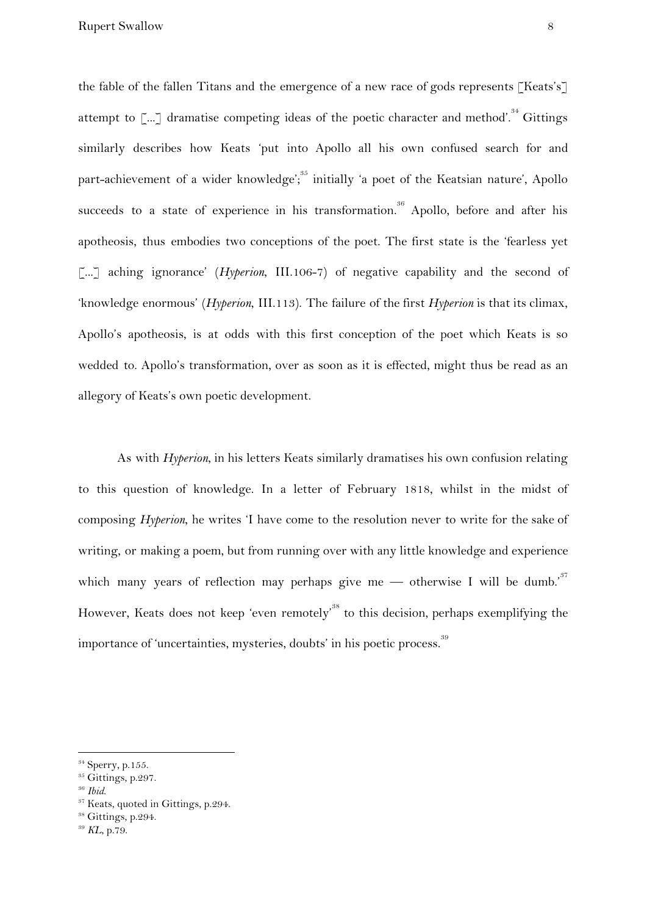the fable of the fallen Titans and the emergence of a new race of gods represents [Keats's] attempt to [...] dramatise competing ideas of the poetic character and method'.[34] Gittings similarly describes how Keats 'put into Apollo all his own confused search for and part-achievement of a wider knowledge';[35] initially 'a poet of the Keatsian nature', Apollo succeeds to a state of experience in his transformation.[36] Apollo, before and after his apotheosis, thus embodies two conceptions of the poet. The first state is the 'fearless yet [...] aching ignorance' (*Hyperion*, III.106-7) of negative capability and the second of 'knowledge enormous' (*Hyperion*, III.113). The failure of the first *Hyperion* is that its climax, Apollo's apotheosis, is at odds with this first conception of the poet which Keats is so wedded to. Apollo's transformation, over as soon as it is effected, might thus be read as an allegory of Keats's own poetic development.

As with *Hyperion*, in his letters Keats similarly dramatises his own confusion relating to this question of knowledge. In a letter of February 1818, whilst in the midst of composing *Hyperion*, he writes 'I have come to the resolution never to write for the sake of writing, or making a poem, but from running over with any little knowledge and experience which many years of reflection may perhaps give me — otherwise I will be dumb.'[37] However, Keats does not keep 'even remotely'[38] to this decision, perhaps exemplifying the importance of 'uncertainties, mysteries, doubts' in his poetic process.[39]

---

[34] Sperry, p.155.
[35] Gittings, p.297.
[36] *Ibid.*
[37] Keats, quoted in Gittings, p.294.
[38] Gittings, p.294.
[39] *KL*, p.79.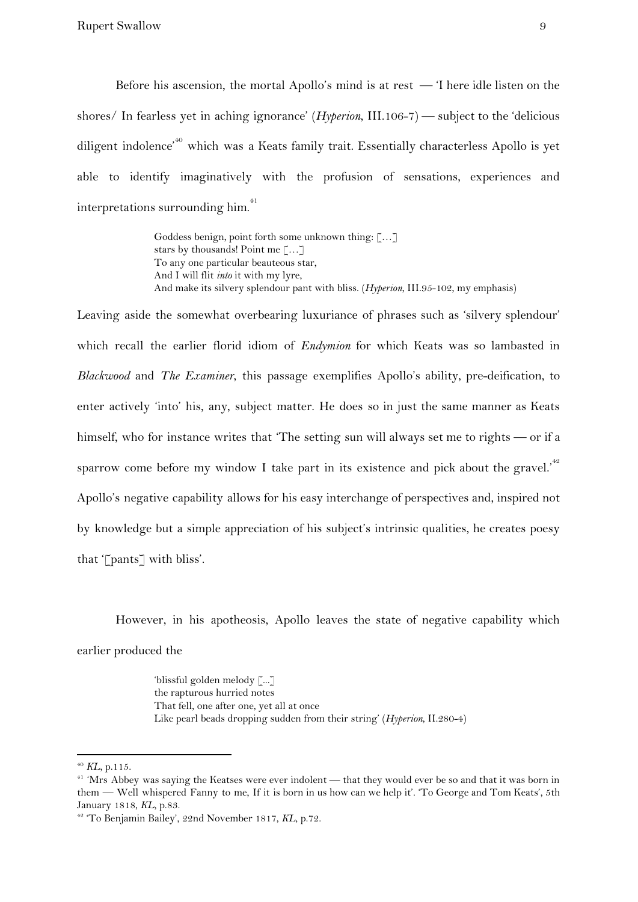Before his ascension, the mortal Apollo's mind is at rest — 'I here idle listen on the shores/ In fearless yet in aching ignorance' (*Hyperion*, III.106-7) — subject to the 'delicious diligent indolence'[40] which was a Keats family trait. Essentially characterless Apollo is yet able to identify imaginatively with the profusion of sensations, experiences and interpretations surrounding him.[41]

> Goddess benign, point forth some unknown thing: […]
> stars by thousands! Point me […]
> To any one particular beauteous star,
> And I will flit *into* it with my lyre,
> And make its silvery splendour pant with bliss. (*Hyperion*, III.95-102, my emphasis)

Leaving aside the somewhat overbearing luxuriance of phrases such as 'silvery splendour' which recall the earlier florid idiom of *Endymion* for which Keats was so lambasted in *Blackwood* and *The Examiner*, this passage exemplifies Apollo's ability, pre-deification, to enter actively 'into' his, any, subject matter. He does so in just the same manner as Keats himself, who for instance writes that 'The setting sun will always set me to rights — or if a sparrow come before my window I take part in its existence and pick about the gravel.'[42] Apollo's negative capability allows for his easy interchange of perspectives and, inspired not by knowledge but a simple appreciation of his subject's intrinsic qualities, he creates poesy that '[pants] with bliss'.

However, in his apotheosis, Apollo leaves the state of negative capability which earlier produced the

> 'blissful golden melody [...]
> the rapturous hurried notes
> That fell, one after one, yet all at once
> Like pearl beads dropping sudden from their string' (*Hyperion*, II.280-4)

---

[40] *KL*, p.115.

[41] 'Mrs Abbey was saying the Keatses were ever indolent — that they would ever be so and that it was born in them — Well whispered Fanny to me, If it is born in us how can we help it'. 'To George and Tom Keats', 5th January 1818, *KL*, p.83.

[42] 'To Benjamin Bailey', 22nd November 1817, *KL*, p.72.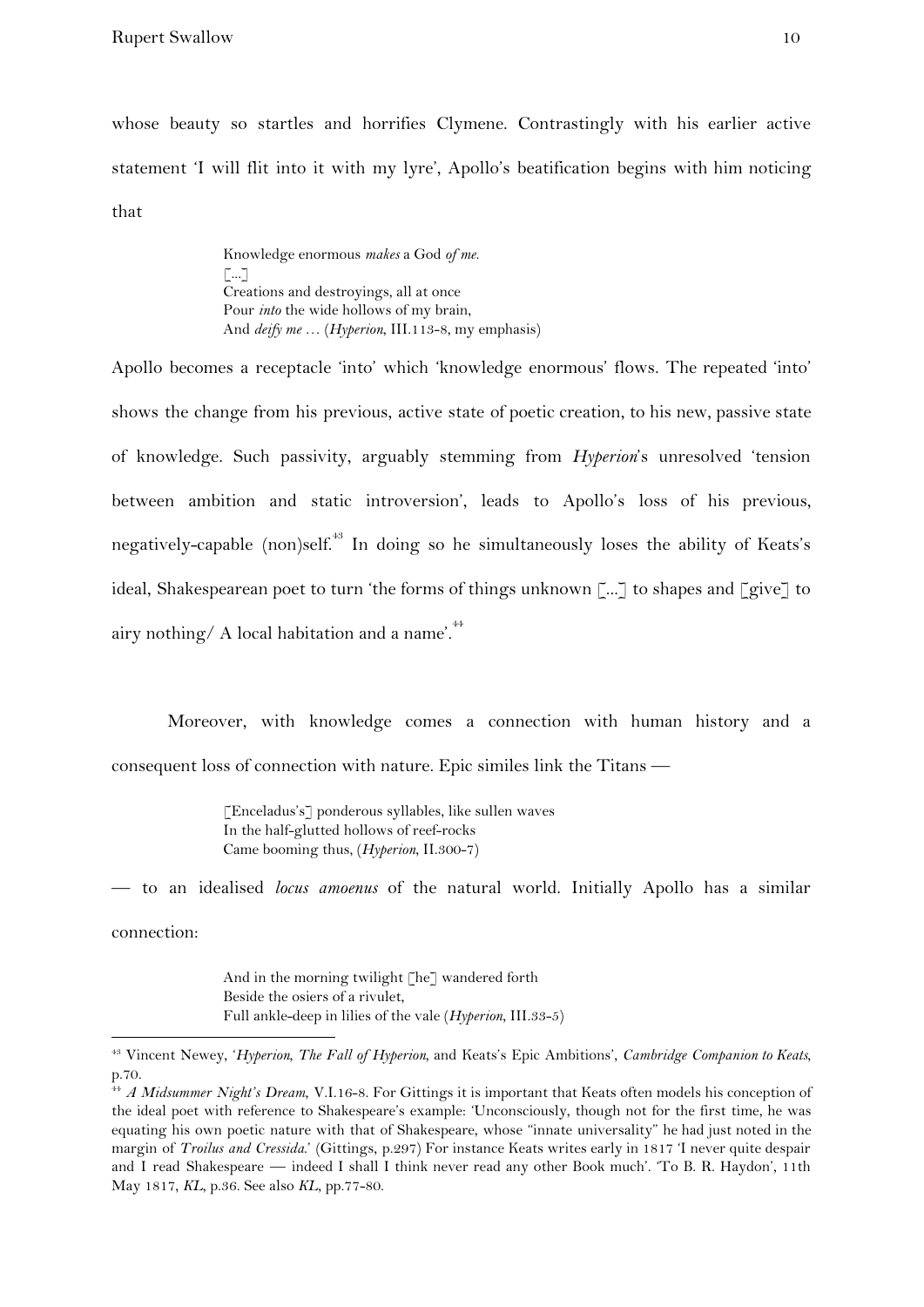whose beauty so startles and horrifies Clymene. Contrastingly with his earlier active statement 'I will flit into it with my lyre', Apollo's beatification begins with him noticing that

> Knowledge enormous *makes* a God *of me*.
> [...]
> Creations and destroyings, all at once
> Pour *into* the wide hollows of my brain,
> And *deify me* … (*Hyperion*, III.113-8, my emphasis)

Apollo becomes a receptacle 'into' which 'knowledge enormous' flows. The repeated 'into' shows the change from his previous, active state of poetic creation, to his new, passive state of knowledge. Such passivity, arguably stemming from *Hyperion*'s unresolved 'tension between ambition and static introversion', leads to Apollo's loss of his previous, negatively-capable (non)self.[43] In doing so he simultaneously loses the ability of Keats's ideal, Shakespearean poet to turn 'the forms of things unknown [...] to shapes and [give] to airy nothing/ A local habitation and a name'.[44]

Moreover, with knowledge comes a connection with human history and a consequent loss of connection with nature. Epic similes link the Titans —

> [Enceladus's] ponderous syllables, like sullen waves
> In the half-glutted hollows of reef-rocks
> Came booming thus, (*Hyperion*, II.300-7)

— to an idealised *locus amoenus* of the natural world. Initially Apollo has a similar connection:

> And in the morning twilight [he] wandered forth
> Beside the osiers of a rivulet,
> Full ankle-deep in lilies of the vale (*Hyperion*, III.33-5)

---

[43] Vincent Newey, '*Hyperion*, *The Fall of Hyperion*, and Keats's Epic Ambitions', *Cambridge Companion to Keats*, p.70.

[44] *A Midsummer Night's Dream*, V.I.16-8. For Gittings it is important that Keats often models his conception of the ideal poet with reference to Shakespeare's example: 'Unconsciously, though not for the first time, he was equating his own poetic nature with that of Shakespeare, whose "innate universality" he had just noted in the margin of *Troilus and Cressida*.' (Gittings, p.297) For instance Keats writes early in 1817 'I never quite despair and I read Shakespeare — indeed I shall I think never read any other Book much'. 'To B. R. Haydon', 11th May 1817, *KL*, p.36. See also *KL*, pp.77-80.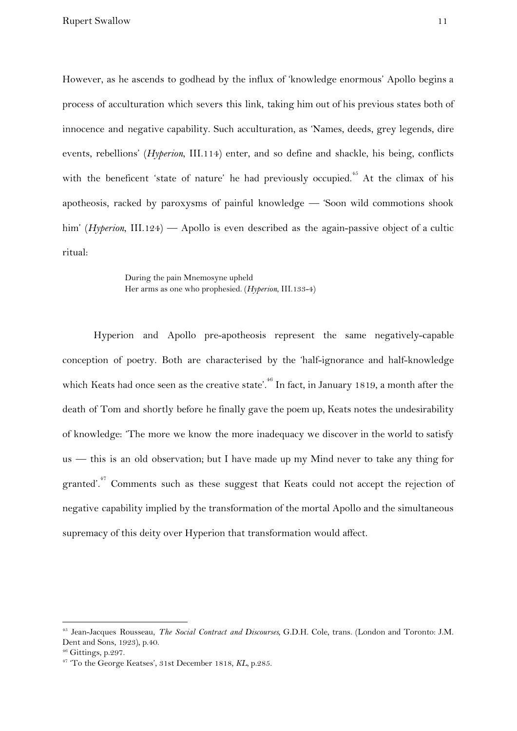However, as he ascends to godhead by the influx of 'knowledge enormous' Apollo begins a process of acculturation which severs this link, taking him out of his previous states both of innocence and negative capability. Such acculturation, as 'Names, deeds, grey legends, dire events, rebellions' (*Hyperion*, III.114) enter, and so define and shackle, his being, conflicts with the beneficent 'state of nature' he had previously occupied.[45] At the climax of his apotheosis, racked by paroxysms of painful knowledge — 'Soon wild commotions shook him' (*Hyperion*, III.124) — Apollo is even described as the again-passive object of a cultic ritual:

> During the pain Mnemosyne upheld
> Her arms as one who prophesied. (*Hyperion*, III.133-4)

Hyperion and Apollo pre-apotheosis represent the same negatively-capable conception of poetry. Both are characterised by the 'half-ignorance and half-knowledge which Keats had once seen as the creative state'.[46] In fact, in January 1819, a month after the death of Tom and shortly before he finally gave the poem up, Keats notes the undesirability of knowledge: 'The more we know the more inadequacy we discover in the world to satisfy us — this is an old observation; but I have made up my Mind never to take any thing for granted'.[47] Comments such as these suggest that Keats could not accept the rejection of negative capability implied by the transformation of the mortal Apollo and the simultaneous supremacy of this deity over Hyperion that transformation would affect.

---

[45] Jean-Jacques Rousseau, *The Social Contract and Discourses*, G.D.H. Cole, trans. (London and Toronto: J.M. Dent and Sons, 1923), p.40.

[46] Gittings, p.297.

[47] 'To the George Keatses', 31st December 1818, *KL*, p.285.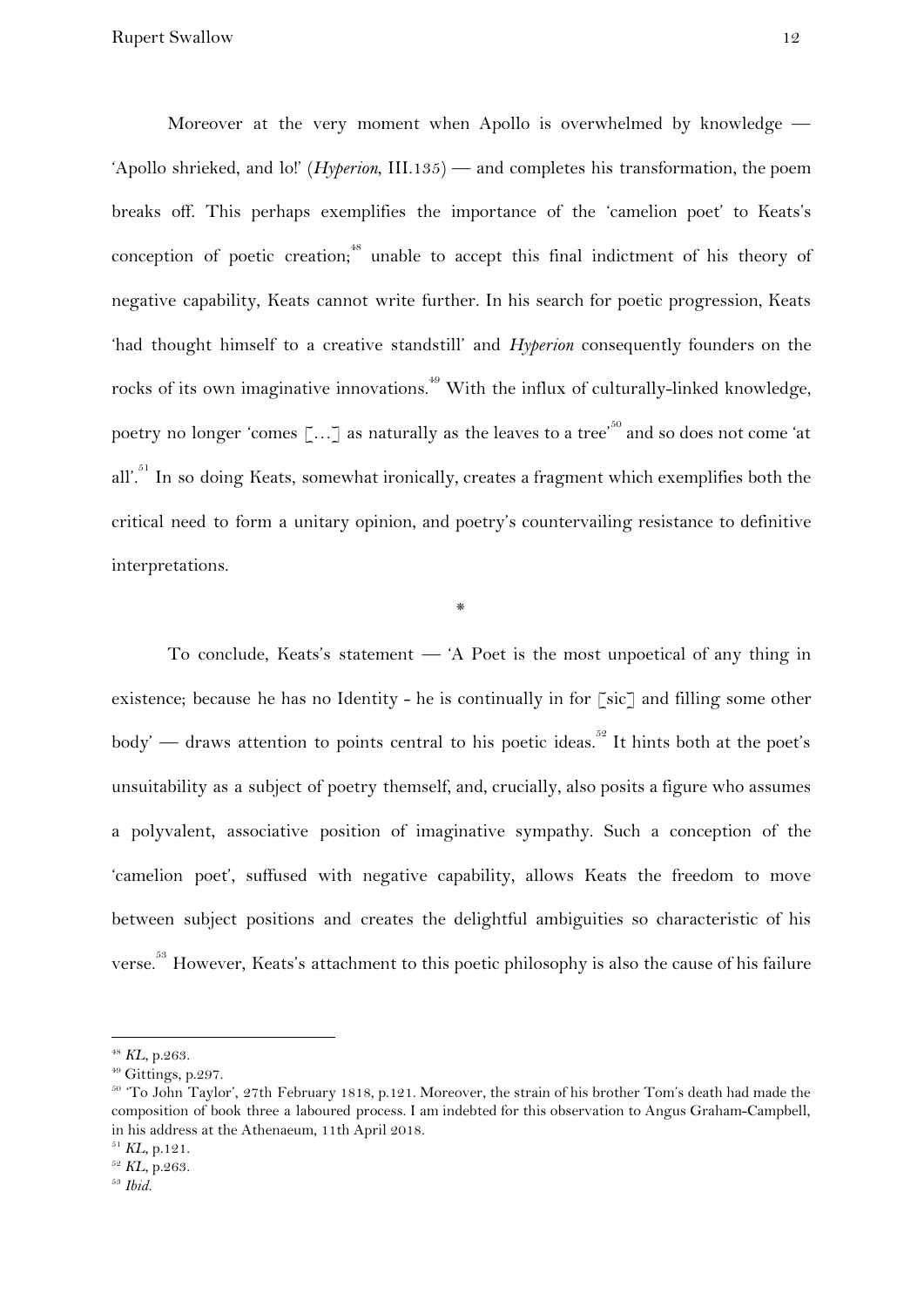Moreover at the very moment when Apollo is overwhelmed by knowledge — 'Apollo shrieked, and lo!' (*Hyperion*, III.135) — and completes his transformation, the poem breaks off. This perhaps exemplifies the importance of the 'camelion poet' to Keats's conception of poetic creation;[48] unable to accept this final indictment of his theory of negative capability, Keats cannot write further. In his search for poetic progression, Keats 'had thought himself to a creative standstill' and *Hyperion* consequently founders on the rocks of its own imaginative innovations.[49] With the influx of culturally-linked knowledge, poetry no longer 'comes [...] as naturally as the leaves to a tree'[50] and so does not come 'at all'.[51] In so doing Keats, somewhat ironically, creates a fragment which exemplifies both the critical need to form a unitary opinion, and poetry's countervailing resistance to definitive interpretations.

*

To conclude, Keats's statement — 'A Poet is the most unpoetical of any thing in existence; because he has no Identity - he is continually in for [sic] and filling some other body' — draws attention to points central to his poetic ideas.[52] It hints both at the poet's unsuitability as a subject of poetry themself, and, crucially, also posits a figure who assumes a polyvalent, associative position of imaginative sympathy. Such a conception of the 'camelion poet', suffused with negative capability, allows Keats the freedom to move between subject positions and creates the delightful ambiguities so characteristic of his verse.[53] However, Keats's attachment to this poetic philosophy is also the cause of his failure

---

[48] *KL*, p.263.

[49] Gittings, p.297.

[50] 'To John Taylor', 27th February 1818, p.121. Moreover, the strain of his brother Tom's death had made the composition of book three a laboured process. I am indebted for this observation to Angus Graham-Campbell, in his address at the Athenaeum, 11th April 2018.

[51] *KL*, p.121.

[52] *KL*, p.263.

[53] *Ibid.*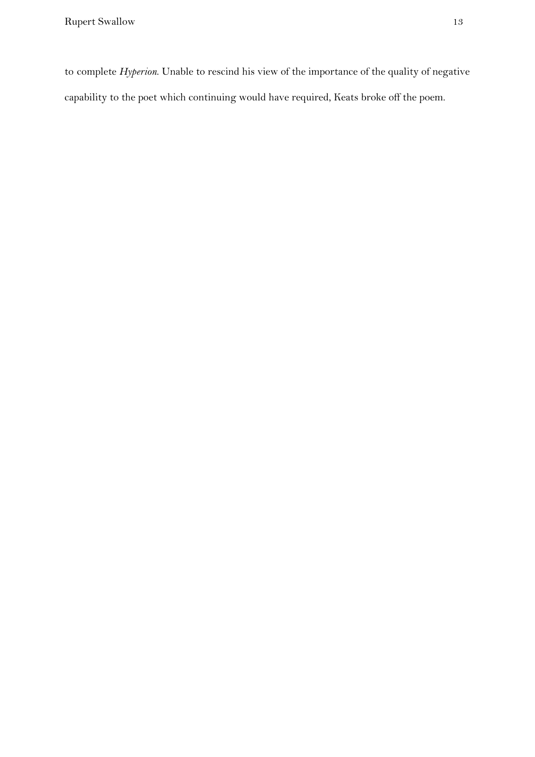to complete *Hyperion*. Unable to rescind his view of the importance of the quality of negative capability to the poet which continuing would have required, Keats broke off the poem.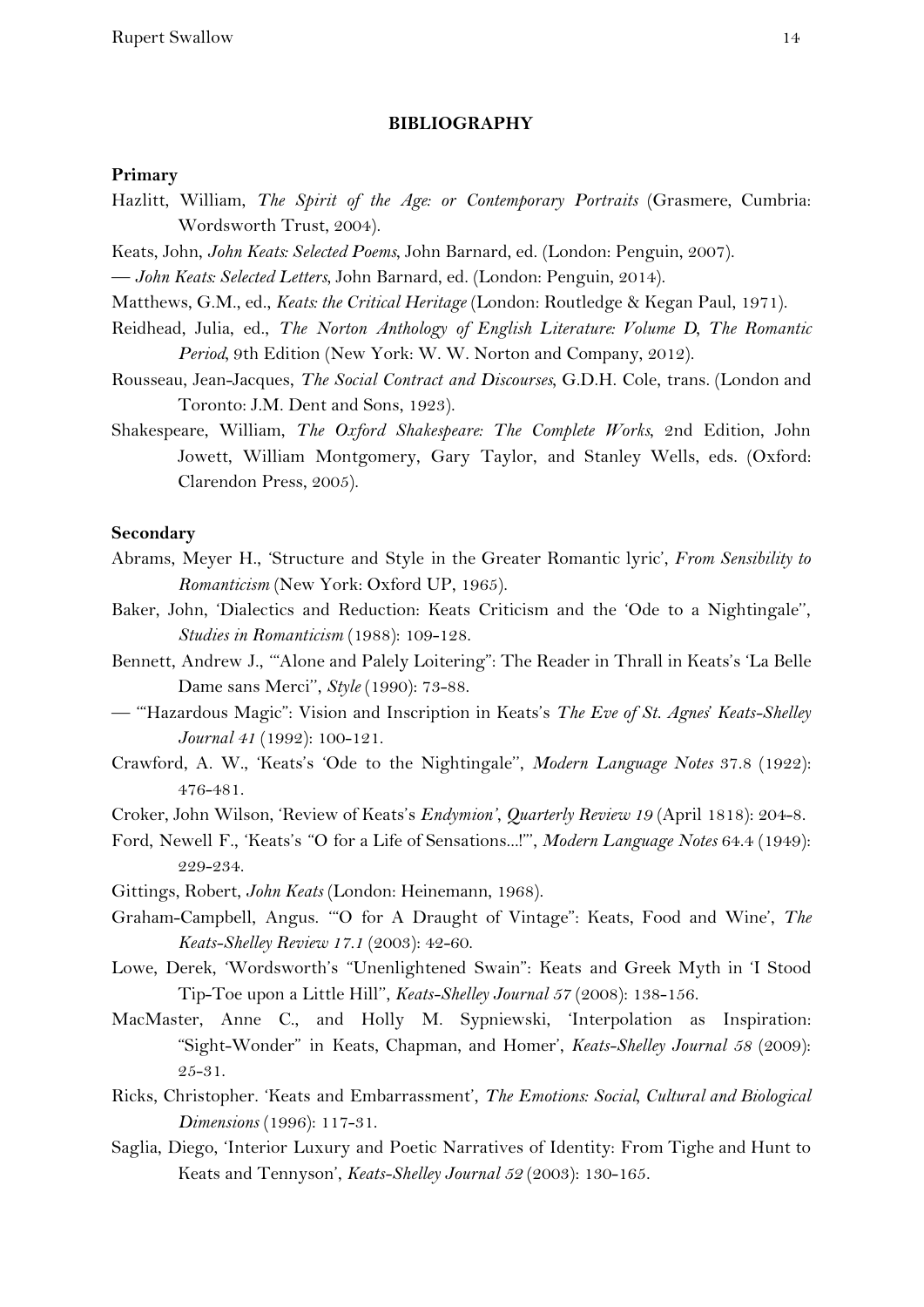**BIBLIOGRAPHY**

**Primary**

Hazlitt, William, *The Spirit of the Age: or Contemporary Portraits* (Grasmere, Cumbria: Wordsworth Trust, 2004).

Keats, John, *John Keats: Selected Poems*, John Barnard, ed. (London: Penguin, 2007).

— *John Keats: Selected Letters*, John Barnard, ed. (London: Penguin, 2014).

Matthews, G.M., ed., *Keats: the Critical Heritage* (London: Routledge & Kegan Paul, 1971).

Reidhead, Julia, ed., *The Norton Anthology of English Literature: Volume D*, *The Romantic Period*, 9th Edition (New York: W. W. Norton and Company, 2012).

Rousseau, Jean-Jacques, *The Social Contract and Discourses*, G.D.H. Cole, trans. (London and Toronto: J.M. Dent and Sons, 1923).

Shakespeare, William, *The Oxford Shakespeare: The Complete Works*, 2nd Edition, John Jowett, William Montgomery, Gary Taylor, and Stanley Wells, eds. (Oxford: Clarendon Press, 2005).

**Secondary**

Abrams, Meyer H., 'Structure and Style in the Greater Romantic lyric', *From Sensibility to Romanticism* (New York: Oxford UP, 1965).

Baker, John, 'Dialectics and Reduction: Keats Criticism and the 'Ode to a Nightingale'', *Studies in Romanticism* (1988): 109-128.

Bennett, Andrew J., '"Alone and Palely Loitering": The Reader in Thrall in Keats's 'La Belle Dame sans Merci'', *Style* (1990): 73-88.

— '"Hazardous Magic": Vision and Inscription in Keats's *The Eve of St. Agnes*' *Keats-Shelley Journal 41* (1992): 100-121.

Crawford, A. W., 'Keats's 'Ode to the Nightingale'', *Modern Language Notes* 37.8 (1922): 476-481.

Croker, John Wilson, 'Review of Keats's *Endymion*', *Quarterly Review 19* (April 1818): 204-8.

Ford, Newell F., 'Keats's "O for a Life of Sensations...!"', *Modern Language Notes* 64.4 (1949): 229-234.

Gittings, Robert, *John Keats* (London: Heinemann, 1968).

Graham-Campbell, Angus. '"O for A Draught of Vintage": Keats, Food and Wine', *The Keats-Shelley Review 17.1* (2003): 42-60.

Lowe, Derek, 'Wordsworth's "Unenlightened Swain": Keats and Greek Myth in 'I Stood Tip-Toe upon a Little Hill'', *Keats-Shelley Journal 57* (2008): 138-156.

MacMaster, Anne C., and Holly M. Sypniewski, 'Interpolation as Inspiration: "Sight-Wonder" in Keats, Chapman, and Homer', *Keats-Shelley Journal 58* (2009): 25-31.

Ricks, Christopher. 'Keats and Embarrassment', *The Emotions: Social, Cultural and Biological Dimensions* (1996): 117-31.

Saglia, Diego, 'Interior Luxury and Poetic Narratives of Identity: From Tighe and Hunt to Keats and Tennyson', *Keats-Shelley Journal 52* (2003): 130-165.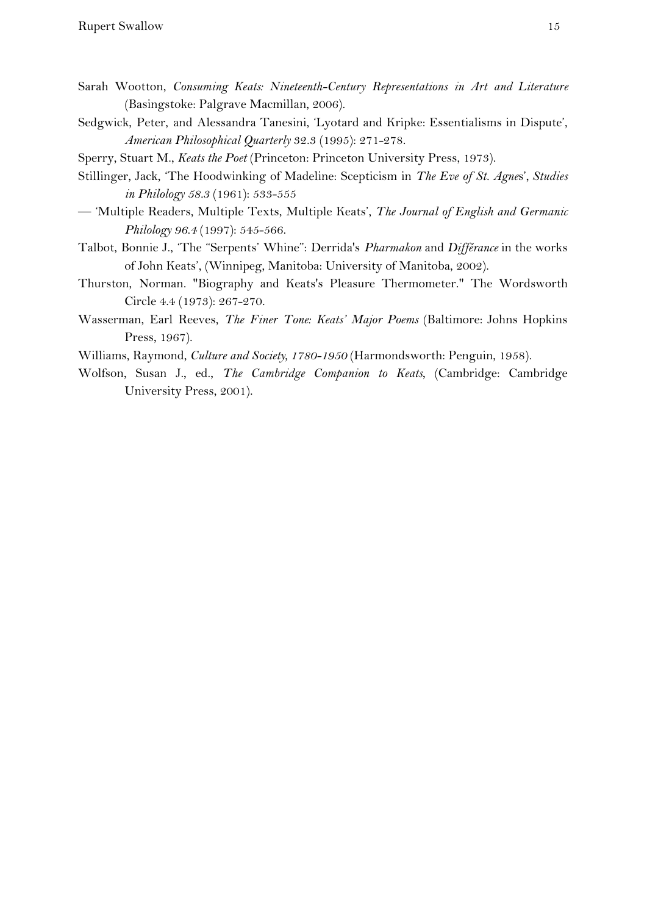Sarah Wootton, *Consuming Keats: Nineteenth-Century Representations in Art and Literature* (Basingstoke: Palgrave Macmillan, 2006).

Sedgwick, Peter, and Alessandra Tanesini, 'Lyotard and Kripke: Essentialisms in Dispute', *American Philosophical Quarterly* 32.3 (1995): 271-278.

Sperry, Stuart M., *Keats the Poet* (Princeton: Princeton University Press, 1973).

Stillinger, Jack, 'The Hoodwinking of Madeline: Scepticism in *The Eve of St. Agnes*', *Studies in Philology 58.3* (1961): 533-555

— 'Multiple Readers, Multiple Texts, Multiple Keats', *The Journal of English and Germanic Philology 96.4* (1997): 545-566.

Talbot, Bonnie J., 'The "Serpents' Whine": Derrida's *Pharmakon* and *Différance* in the works of John Keats', (Winnipeg, Manitoba: University of Manitoba, 2002).

Thurston, Norman. "Biography and Keats's Pleasure Thermometer." The Wordsworth Circle 4.4 (1973): 267-270.

Wasserman, Earl Reeves, *The Finer Tone: Keats' Major Poems* (Baltimore: Johns Hopkins Press, 1967).

Williams, Raymond, *Culture and Society, 1780-1950* (Harmondsworth: Penguin, 1958).

Wolfson, Susan J., ed., *The Cambridge Companion to Keats*, (Cambridge: Cambridge University Press, 2001).